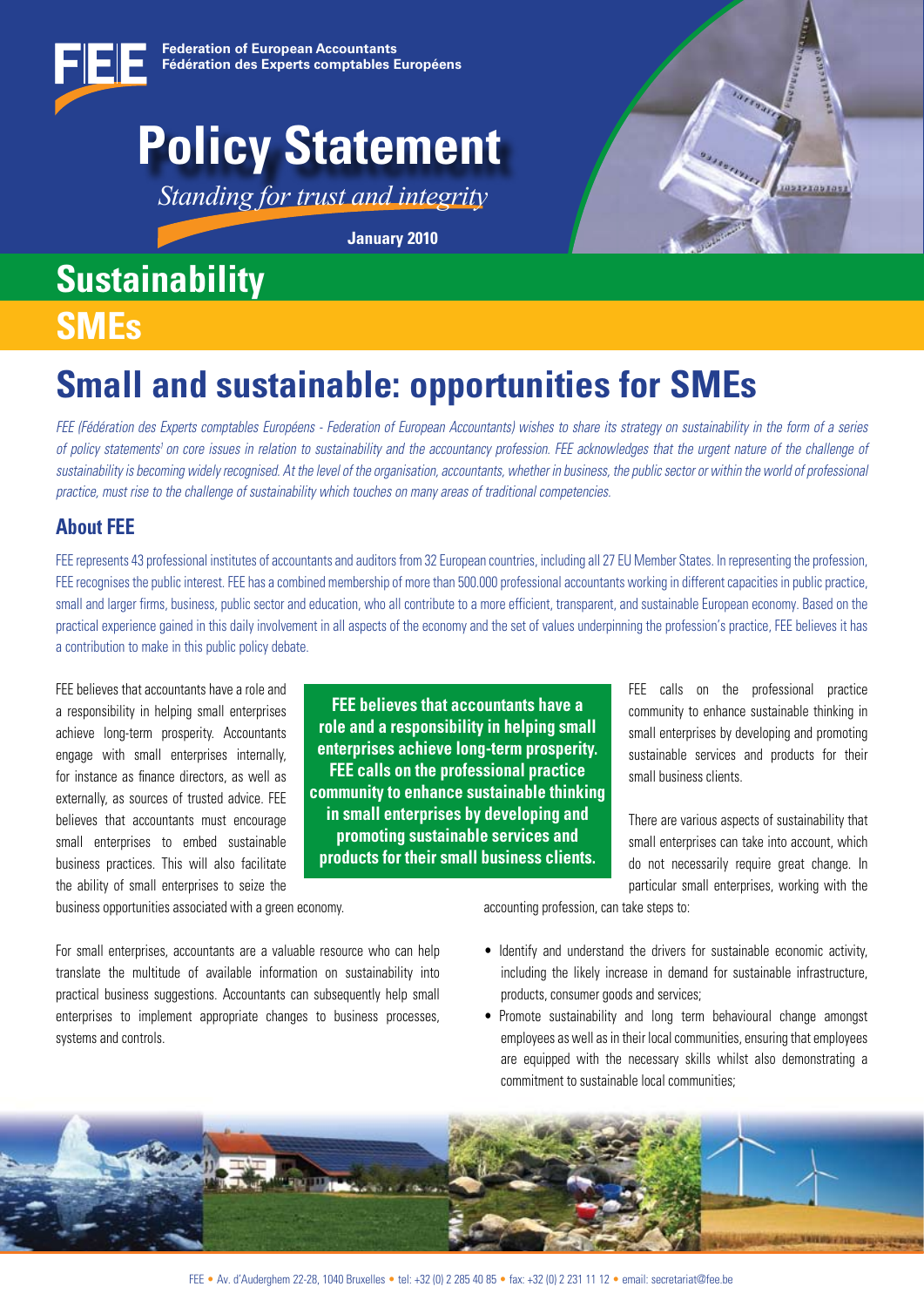Federation of European Accountants
Fédération des Experts comptables Européens

# Policy Statement

*Standing for trust and integrity*

**January 2010**

## Sustainability

## SMEs

# Small and sustainable: opportunities for SMEs

*FEE (Fédération des Experts comptables Européens - Federation of European Accountants) wishes to share its strategy on sustainability in the form of a series of policy statements[1] on core issues in relation to sustainability and the accountancy profession. FEE acknowledges that the urgent nature of the challenge of sustainability is becoming widely recognised. At the level of the organisation, accountants, whether in business, the public sector or within the world of professional practice, must rise to the challenge of sustainability which touches on many areas of traditional competencies.*

## About FEE

FEE represents 43 professional institutes of accountants and auditors from 32 European countries, including all 27 EU Member States. In representing the profession, FEE recognises the public interest. FEE has a combined membership of more than 500.000 professional accountants working in different capacities in public practice, small and larger firms, business, public sector and education, who all contribute to a more efficient, transparent, and sustainable European economy. Based on the practical experience gained in this daily involvement in all aspects of the economy and the set of values underpinning the profession's practice, FEE believes it has a contribution to make in this public policy debate.

**FEE believes that accountants have a role and a responsibility in helping small enterprises achieve long-term prosperity. FEE calls on the professional practice community to enhance sustainable thinking in small enterprises by developing and promoting sustainable services and products for their small business clients.**

FEE believes that accountants have a role and a responsibility in helping small enterprises achieve long-term prosperity. Accountants engage with small enterprises internally, for instance as finance directors, as well as externally, as sources of trusted advice. FEE believes that accountants must encourage small enterprises to embed sustainable business practices. This will also facilitate the ability of small enterprises to seize the business opportunities associated with a green economy.

For small enterprises, accountants are a valuable resource who can help translate the multitude of available information on sustainability into practical business suggestions. Accountants can subsequently help small enterprises to implement appropriate changes to business processes, systems and controls.

FEE calls on the professional practice community to enhance sustainable thinking in small enterprises by developing and promoting sustainable services and products for their small business clients.

There are various aspects of sustainability that small enterprises can take into account, which do not necessarily require great change. In particular small enterprises, working with the accounting profession, can take steps to:

- Identify and understand the drivers for sustainable economic activity, including the likely increase in demand for sustainable infrastructure, products, consumer goods and services;
- Promote sustainability and long term behavioural change amongst employees as well as in their local communities, ensuring that employees are equipped with the necessary skills whilst also demonstrating a commitment to sustainable local communities;

FEE • Av. d'Auderghem 22-28, 1040 Bruxelles • tel: +32 (0) 2 285 40 85 • fax: +32 (0) 2 231 11 12 • email: secretariat@fee.be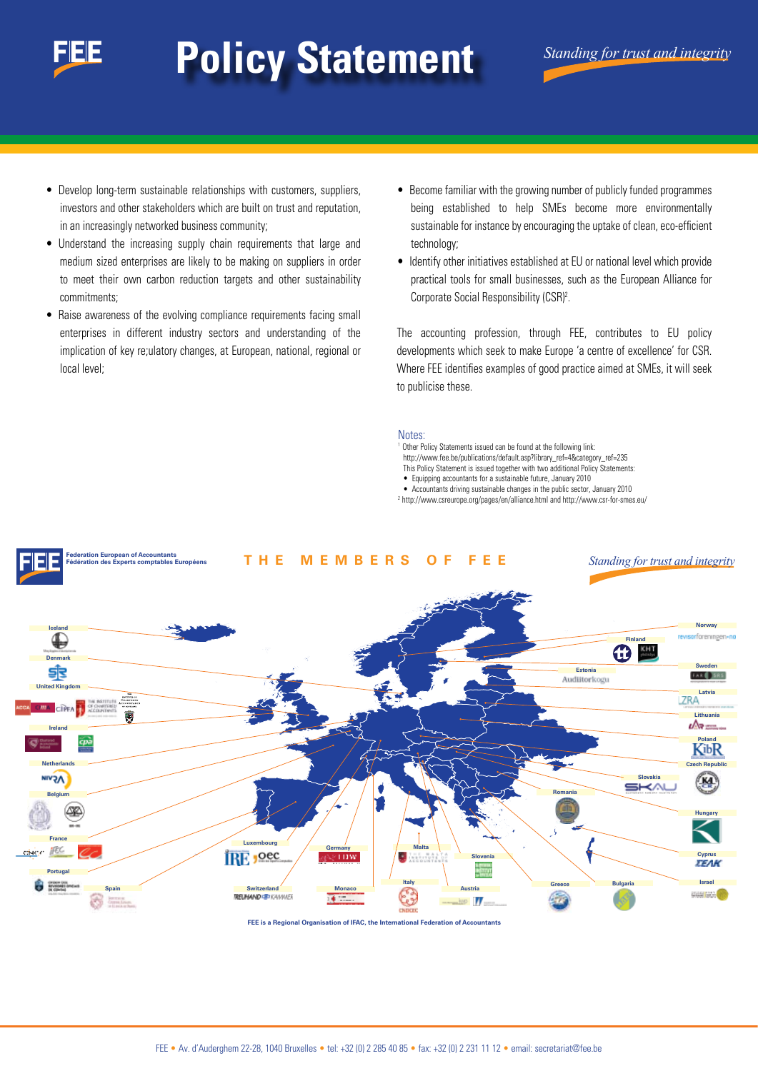# Policy Statement

*Standing for trust and integrity*

- Develop long-term sustainable relationships with customers, suppliers, investors and other stakeholders which are built on trust and reputation, in an increasingly networked business community;
- Understand the increasing supply chain requirements that large and medium sized enterprises are likely to be making on suppliers in order to meet their own carbon reduction targets and other sustainability commitments;
- Raise awareness of the evolving compliance requirements facing small enterprises in different industry sectors and understanding of the implication of key re;ulatory changes, at European, national, regional or local level;
- Become familiar with the growing number of publicly funded programmes being established to help SMEs become more environmentally sustainable for instance by encouraging the uptake of clean, eco-efficient technology;
- Identify other initiatives established at EU or national level which provide practical tools for small businesses, such as the European Alliance for Corporate Social Responsibility (CSR)[2].

The accounting profession, through FEE, contributes to EU policy developments which seek to make Europe 'a centre of excellence' for CSR. Where FEE identifies examples of good practice aimed at SMEs, it will seek to publicise these.

Notes:

[1] Other Policy Statements issued can be found at the following link:
http://www.fee.be/publications/default.asp?library_ref=4&category_ref=235
This Policy Statement is issued together with two additional Policy Statements:
- Equipping accountants for a sustainable future, January 2010
- Accountants driving sustainable changes in the public sector, January 2010

[2] http://www.csreurope.org/pages/en/alliance.html and http://www.csr-for-smes.eu/

Federation European of Accountants
Fédération des Experts comptables Européens

## THE MEMBERS OF FEE

*Standing for trust and integrity*

Iceland
Denmark
United Kingdom
Ireland
Netherlands
Belgium
France
Portugal
Spain
Switzerland
Luxembourg
Germany
Monaco
Malta
Italy
Slovenia
Austria
Greece
Bulgaria
Romania
Slovakia
Hungary
Cyprus
Israel
Czech Republic
Poland
Lithuania
Latvia
Sweden
Estonia
Finland
Norway

FEE is a Regional Organisation of IFAC, the International Federation of Accountants

FEE • Av. d'Auderghem 22-28, 1040 Bruxelles • tel: +32 (0) 2 285 40 85 • fax: +32 (0) 2 231 11 12 • email: secretariat@fee.be